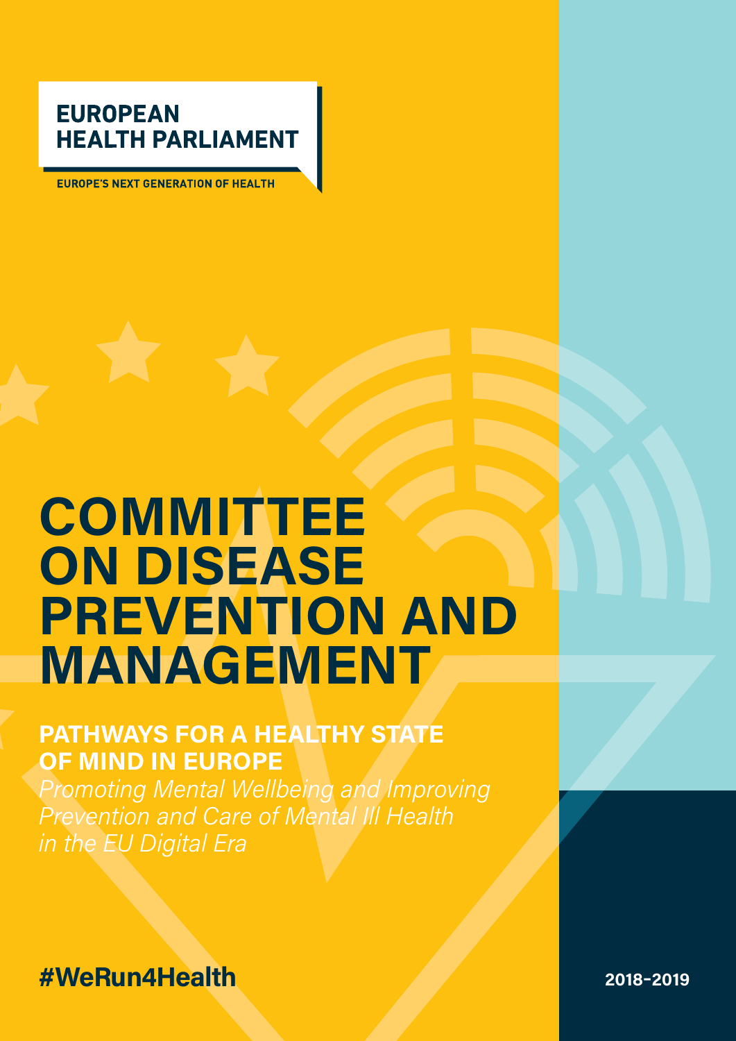**EUROPEAN HEALTH PARLIAMENT**

EUROPE'S NEXT GENERATION OF HEALTH

# COMMITTEE ON DISEASE PREVENTION AND MANAGEMENT

## PATHWAYS FOR A HEALTHY STATE OF MIND IN EUROPE

*Promoting Mental Wellbeing and Improving Prevention and Care of Mental Ill Health in the EU Digital Era*

**#WeRun4Health**

**2018-2019**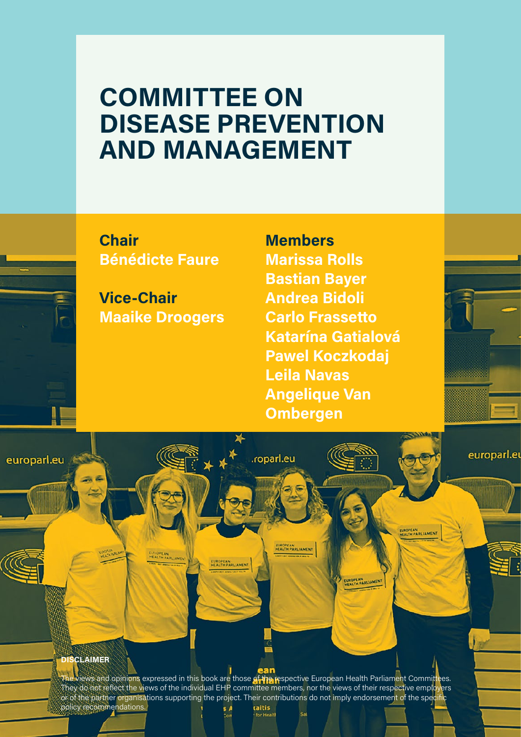# COMMITTEE ON DISEASE PREVENTION AND MANAGEMENT

**Chair**
**Bénédicte Faure**

**Vice-Chair**
**Maaike Droogers**

**Members**
**Marissa Rolls**
**Bastian Bayer**
**Andrea Bidoli**
**Carlo Frassetto**
**Katarína Gatialová**
**Pawel Koczkodaj**
**Leila Navas**
**Angelique Van Ombergen**

**DISCLAIMER**

The views and opinions expressed in this book are those of the respective European Health Parliament Committees. They do not reflect the views of the individual EHP committee members, nor the views of their respective employers or of the partner organisations supporting the project. Their contributions do not imply endorsement of the specific policy recommendations.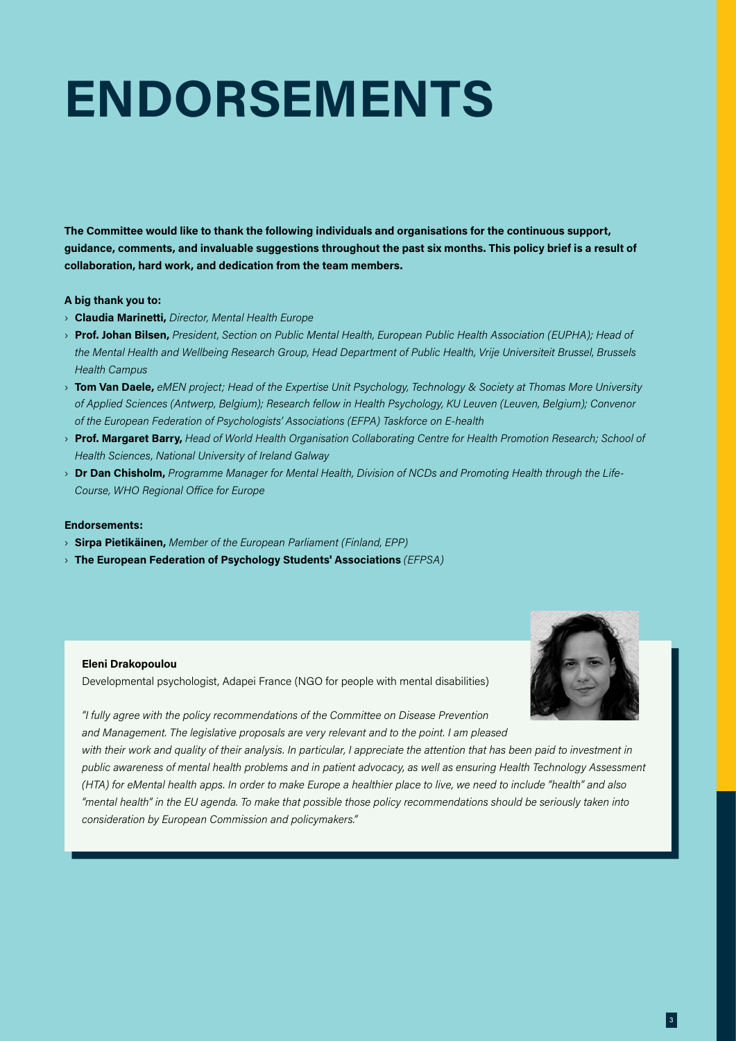# ENDORSEMENTS

**The Committee would like to thank the following individuals and organisations for the continuous support, guidance, comments, and invaluable suggestions throughout the past six months. This policy brief is a result of collaboration, hard work, and dedication from the team members.**

**A big thank you to:**

- **Claudia Marinetti,** *Director, Mental Health Europe*
- **Prof. Johan Bilsen,** *President, Section on Public Mental Health, European Public Health Association (EUPHA); Head of the Mental Health and Wellbeing Research Group, Head Department of Public Health, Vrije Universiteit Brussel, Brussels Health Campus*
- **Tom Van Daele,** *eMEN project; Head of the Expertise Unit Psychology, Technology & Society at Thomas More University of Applied Sciences (Antwerp, Belgium); Research fellow in Health Psychology, KU Leuven (Leuven, Belgium); Convenor of the European Federation of Psychologists' Associations (EFPA) Taskforce on E-health*
- **Prof. Margaret Barry,** *Head of World Health Organisation Collaborating Centre for Health Promotion Research; School of Health Sciences, National University of Ireland Galway*
- **Dr Dan Chisholm,** *Programme Manager for Mental Health, Division of NCDs and Promoting Health through the Life-Course, WHO Regional Office for Europe*

**Endorsements:**

- **Sirpa Pietikäinen,** *Member of the European Parliament (Finland, EPP)*
- **The European Federation of Psychology Students' Associations** *(EFPSA)*

**Eleni Drakopoulou**

Developmental psychologist, Adapei France (NGO for people with mental disabilities)

*"I fully agree with the policy recommendations of the Committee on Disease Prevention and Management. The legislative proposals are very relevant and to the point. I am pleased with their work and quality of their analysis. In particular, I appreciate the attention that has been paid to investment in public awareness of mental health problems and in patient advocacy, as well as ensuring Health Technology Assessment (HTA) for eMental health apps. In order to make Europe a healthier place to live, we need to include "health" and also "mental health" in the EU agenda. To make that possible those policy recommendations should be seriously taken into consideration by European Commission and policymakers."*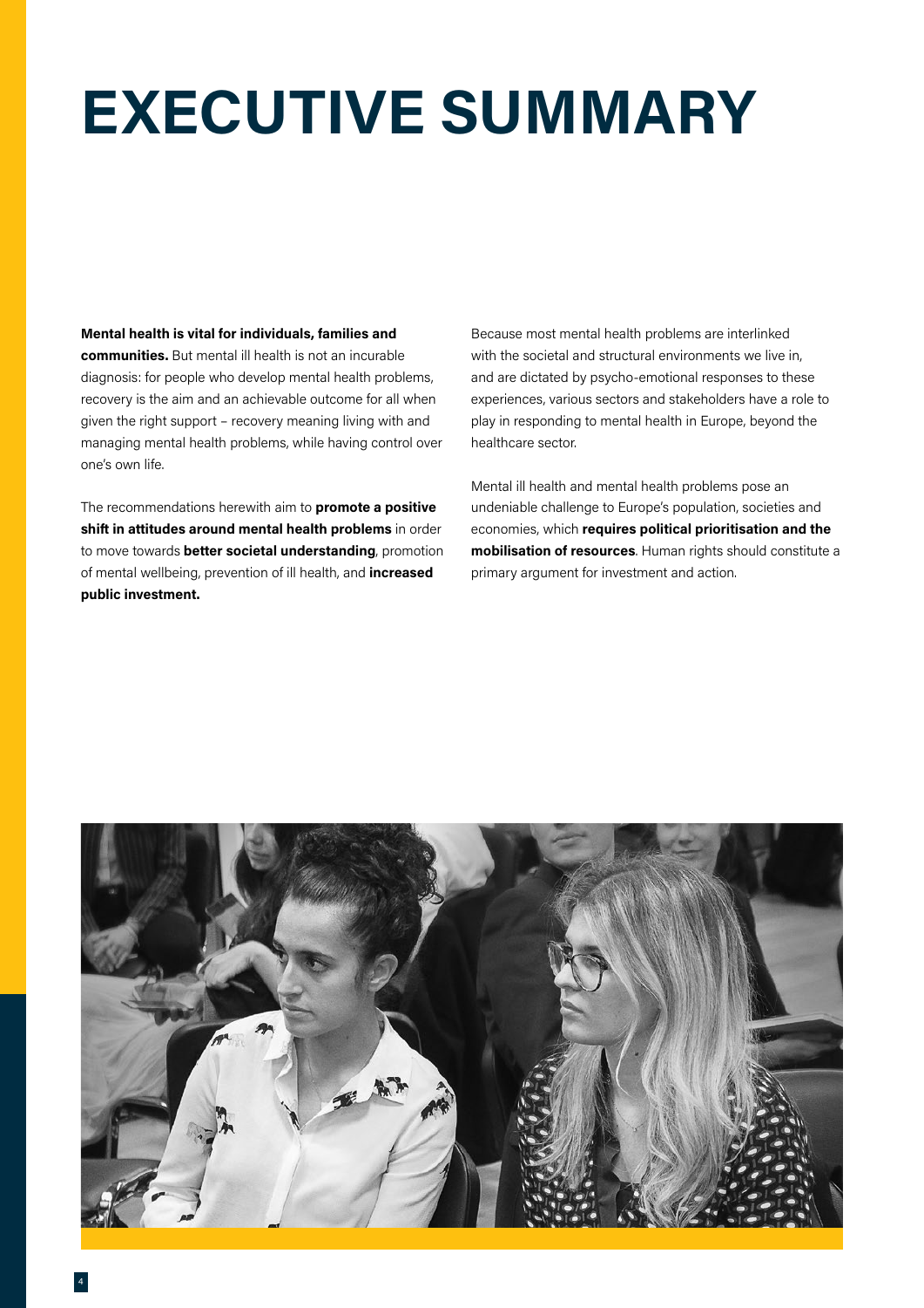# EXECUTIVE SUMMARY

**Mental health is vital for individuals, families and communities.** But mental ill health is not an incurable diagnosis: for people who develop mental health problems, recovery is the aim and an achievable outcome for all when given the right support – recovery meaning living with and managing mental health problems, while having control over one's own life.

The recommendations herewith aim to **promote a positive shift in attitudes around mental health problems** in order to move towards **better societal understanding**, promotion of mental wellbeing, prevention of ill health, and **increased public investment.**

Because most mental health problems are interlinked with the societal and structural environments we live in, and are dictated by psycho-emotional responses to these experiences, various sectors and stakeholders have a role to play in responding to mental health in Europe, beyond the healthcare sector.

Mental ill health and mental health problems pose an undeniable challenge to Europe's population, societies and economies, which **requires political prioritisation and the mobilisation of resources**. Human rights should constitute a primary argument for investment and action.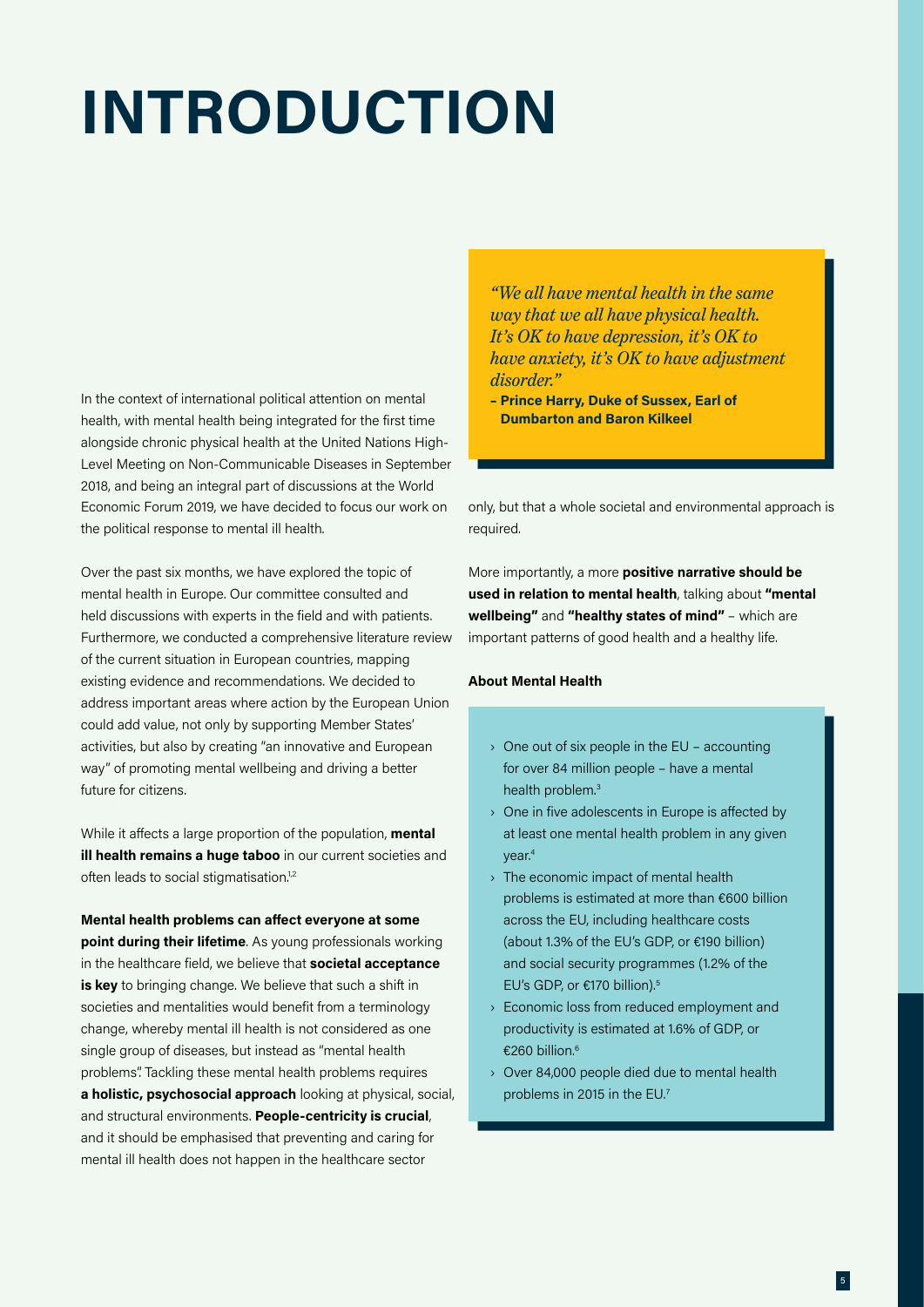# INTRODUCTION

> *"We all have mental health in the same way that we all have physical health. It's OK to have depression, it's OK to have anxiety, it's OK to have adjustment disorder."*
> **– Prince Harry, Duke of Sussex, Earl of Dumbarton and Baron Kilkeel**

In the context of international political attention on mental health, with mental health being integrated for the first time alongside chronic physical health at the United Nations High-Level Meeting on Non-Communicable Diseases in September 2018, and being an integral part of discussions at the World Economic Forum 2019, we have decided to focus our work on the political response to mental ill health.

Over the past six months, we have explored the topic of mental health in Europe. Our committee consulted and held discussions with experts in the field and with patients. Furthermore, we conducted a comprehensive literature review of the current situation in European countries, mapping existing evidence and recommendations. We decided to address important areas where action by the European Union could add value, not only by supporting Member States' activities, but also by creating "an innovative and European way" of promoting mental wellbeing and driving a better future for citizens.

While it affects a large proportion of the population, **mental ill health remains a huge taboo** in our current societies and often leads to social stigmatisation.[1,2]

**Mental health problems can affect everyone at some point during their lifetime**. As young professionals working in the healthcare field, we believe that **societal acceptance is key** to bringing change. We believe that such a shift in societies and mentalities would benefit from a terminology change, whereby mental ill health is not considered as one single group of diseases, but instead as "mental health problems". Tackling these mental health problems requires **a holistic, psychosocial approach** looking at physical, social, and structural environments. **People-centricity is crucial**, and it should be emphasised that preventing and caring for mental ill health does not happen in the healthcare sector only, but that a whole societal and environmental approach is required.

More importantly, a more **positive narrative should be used in relation to mental health**, talking about **"mental wellbeing"** and **"healthy states of mind"** – which are important patterns of good health and a healthy life.

**About Mental Health**

- One out of six people in the EU – accounting for over 84 million people – have a mental health problem.[3]
- One in five adolescents in Europe is affected by at least one mental health problem in any given year.[4]
- The economic impact of mental health problems is estimated at more than €600 billion across the EU, including healthcare costs (about 1.3% of the EU's GDP, or €190 billion) and social security programmes (1.2% of the EU's GDP, or €170 billion).[5]
- Economic loss from reduced employment and productivity is estimated at 1.6% of GDP, or €260 billion.[6]
- Over 84,000 people died due to mental health problems in 2015 in the EU.[7]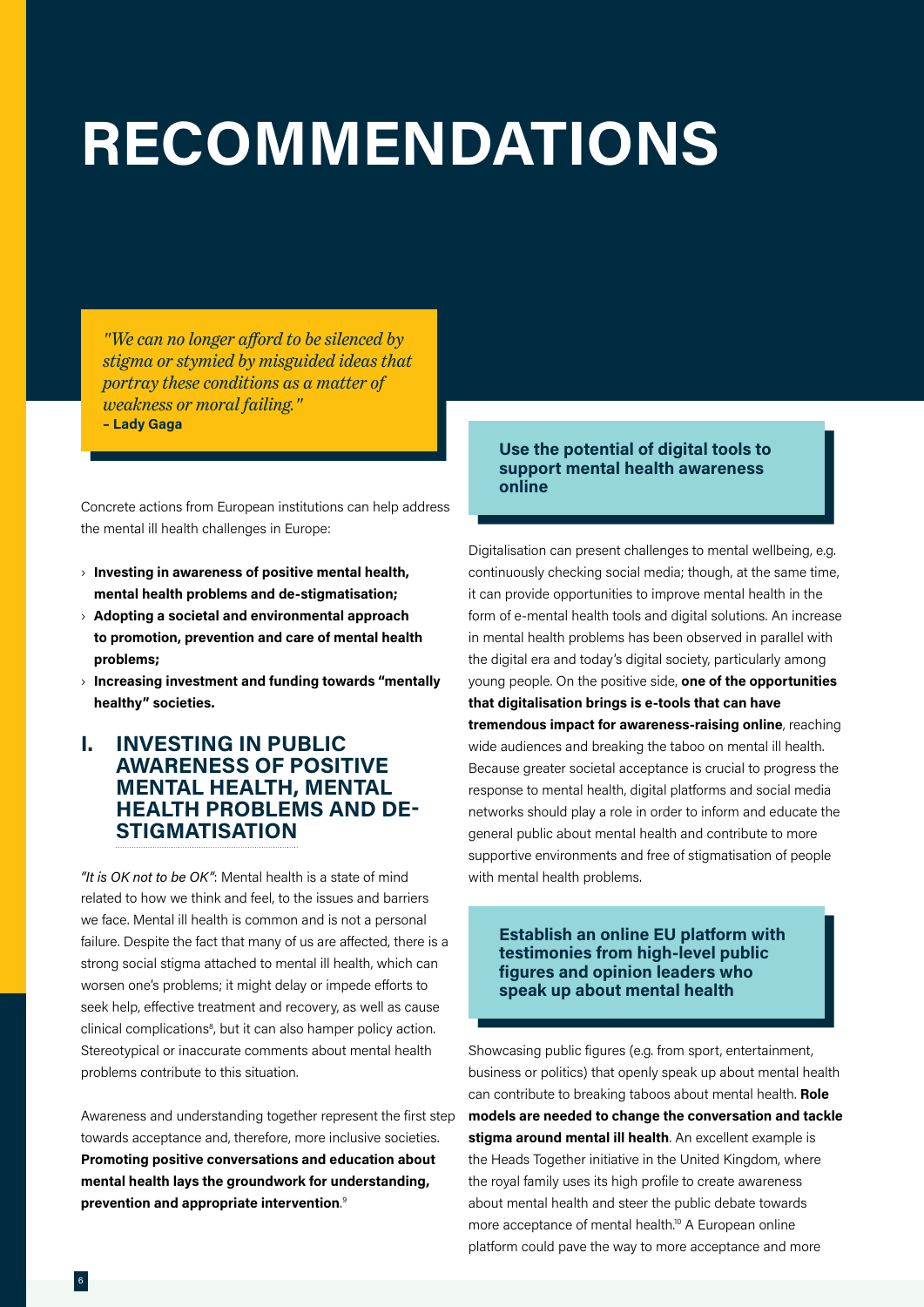# RECOMMENDATIONS

> *"We can no longer afford to be silenced by stigma or stymied by misguided ideas that portray these conditions as a matter of weakness or moral failing."*
> **– Lady Gaga**

Concrete actions from European institutions can help address the mental ill health challenges in Europe:

- **Investing in awareness of positive mental health, mental health problems and de-stigmatisation;**
- **Adopting a societal and environmental approach to promotion, prevention and care of mental health problems;**
- **Increasing investment and funding towards "mentally healthy" societies.**

## I. INVESTING IN PUBLIC AWARENESS OF POSITIVE MENTAL HEALTH, MENTAL HEALTH PROBLEMS AND DE-STIGMATISATION

*"It is OK not to be OK"*: Mental health is a state of mind related to how we think and feel, to the issues and barriers we face. Mental ill health is common and is not a personal failure. Despite the fact that many of us are affected, there is a strong social stigma attached to mental ill health, which can worsen one's problems; it might delay or impede efforts to seek help, effective treatment and recovery, as well as cause clinical complications[8], but it can also hamper policy action. Stereotypical or inaccurate comments about mental health problems contribute to this situation.

Awareness and understanding together represent the first step towards acceptance and, therefore, more inclusive societies. **Promoting positive conversations and education about mental health lays the groundwork for understanding, prevention and appropriate intervention**.[9]

### Use the potential of digital tools to support mental health awareness online

Digitalisation can present challenges to mental wellbeing, e.g. continuously checking social media; though, at the same time, it can provide opportunities to improve mental health in the form of e-mental health tools and digital solutions. An increase in mental health problems has been observed in parallel with the digital era and today's digital society, particularly among young people. On the positive side, **one of the opportunities that digitalisation brings is e-tools that can have tremendous impact for awareness-raising online**, reaching wide audiences and breaking the taboo on mental ill health. Because greater societal acceptance is crucial to progress the response to mental health, digital platforms and social media networks should play a role in order to inform and educate the general public about mental health and contribute to more supportive environments and free of stigmatisation of people with mental health problems.

### Establish an online EU platform with testimonies from high-level public figures and opinion leaders who speak up about mental health

Showcasing public figures (e.g. from sport, entertainment, business or politics) that openly speak up about mental health can contribute to breaking taboos about mental health. **Role models are needed to change the conversation and tackle stigma around mental ill health**. An excellent example is the Heads Together initiative in the United Kingdom, where the royal family uses its high profile to create awareness about mental health and steer the public debate towards more acceptance of mental health.[10] A European online platform could pave the way to more acceptance and more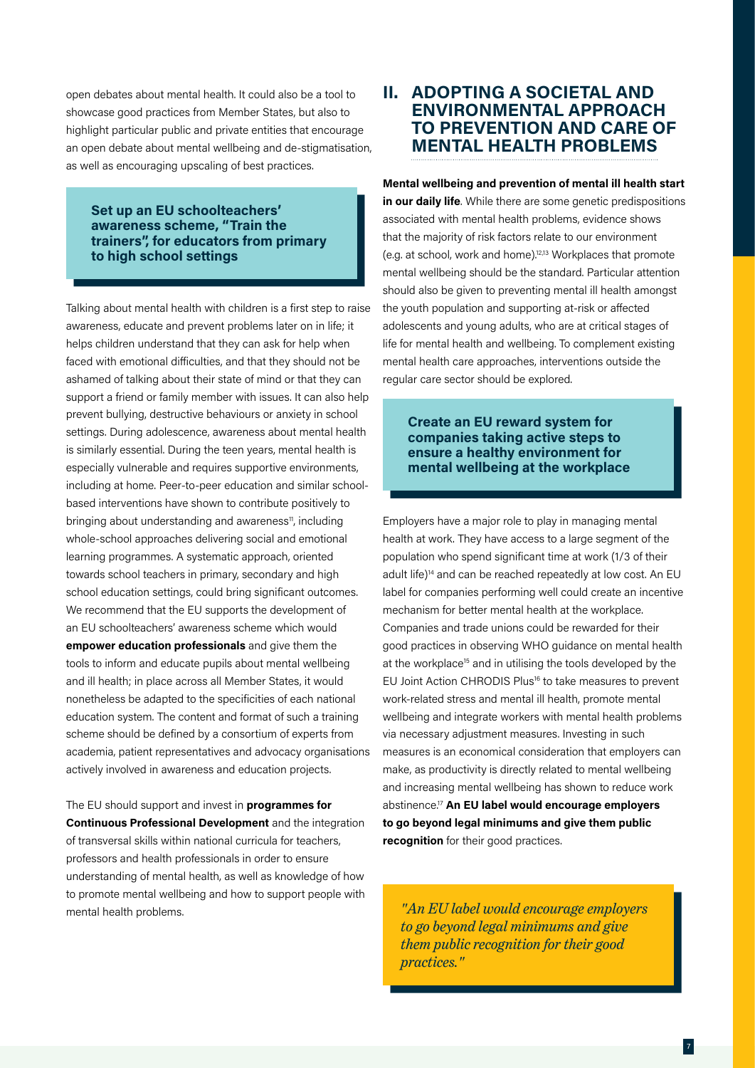open debates about mental health. It could also be a tool to showcase good practices from Member States, but also to highlight particular public and private entities that encourage an open debate about mental wellbeing and de-stigmatisation, as well as encouraging upscaling of best practices.

### Set up an EU schoolteachers' awareness scheme, "Train the trainers", for educators from primary to high school settings

Talking about mental health with children is a first step to raise awareness, educate and prevent problems later on in life; it helps children understand that they can ask for help when faced with emotional difficulties, and that they should not be ashamed of talking about their state of mind or that they can support a friend or family member with issues. It can also help prevent bullying, destructive behaviours or anxiety in school settings. During adolescence, awareness about mental health is similarly essential. During the teen years, mental health is especially vulnerable and requires supportive environments, including at home. Peer-to-peer education and similar school-based interventions have shown to contribute positively to bringing about understanding and awareness[11], including whole-school approaches delivering social and emotional learning programmes. A systematic approach, oriented towards school teachers in primary, secondary and high school education settings, could bring significant outcomes. We recommend that the EU supports the development of an EU schoolteachers' awareness scheme which would **empower education professionals** and give them the tools to inform and educate pupils about mental wellbeing and ill health; in place across all Member States, it would nonetheless be adapted to the specificities of each national education system. The content and format of such a training scheme should be defined by a consortium of experts from academia, patient representatives and advocacy organisations actively involved in awareness and education projects.

The EU should support and invest in **programmes for Continuous Professional Development** and the integration of transversal skills within national curricula for teachers, professors and health professionals in order to ensure understanding of mental health, as well as knowledge of how to promote mental wellbeing and how to support people with mental health problems.

## II. ADOPTING A SOCIETAL AND ENVIRONMENTAL APPROACH TO PREVENTION AND CARE OF MENTAL HEALTH PROBLEMS

**Mental wellbeing and prevention of mental ill health start in our daily life**. While there are some genetic predispositions associated with mental health problems, evidence shows that the majority of risk factors relate to our environment (e.g. at school, work and home).[12,13] Workplaces that promote mental wellbeing should be the standard. Particular attention should also be given to preventing mental ill health amongst the youth population and supporting at-risk or affected adolescents and young adults, who are at critical stages of life for mental health and wellbeing. To complement existing mental health care approaches, interventions outside the regular care sector should be explored.

### Create an EU reward system for companies taking active steps to ensure a healthy environment for mental wellbeing at the workplace

Employers have a major role to play in managing mental health at work. They have access to a large segment of the population who spend significant time at work (1/3 of their adult life)[14] and can be reached repeatedly at low cost. An EU label for companies performing well could create an incentive mechanism for better mental health at the workplace. Companies and trade unions could be rewarded for their good practices in observing WHO guidance on mental health at the workplace[15] and in utilising the tools developed by the EU Joint Action CHRODIS Plus[16] to take measures to prevent work-related stress and mental ill health, promote mental wellbeing and integrate workers with mental health problems via necessary adjustment measures. Investing in such measures is an economical consideration that employers can make, as productivity is directly related to mental wellbeing and increasing mental wellbeing has shown to reduce work abstinence.[17] **An EU label would encourage employers to go beyond legal minimums and give them public recognition** for their good practices.

*"An EU label would encourage employers to go beyond legal minimums and give them public recognition for their good practices."*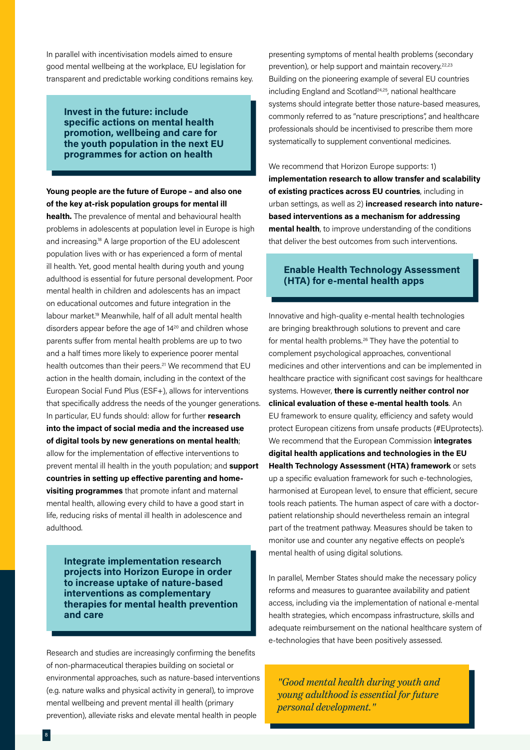In parallel with incentivisation models aimed to ensure good mental wellbeing at the workplace, EU legislation for transparent and predictable working conditions remains key.

### Invest in the future: include specific actions on mental health promotion, wellbeing and care for the youth population in the next EU programmes for action on health

**Young people are the future of Europe – and also one of the key at-risk population groups for mental ill health.** The prevalence of mental and behavioural health problems in adolescents at population level in Europe is high and increasing.[18] A large proportion of the EU adolescent population lives with or has experienced a form of mental ill health. Yet, good mental health during youth and young adulthood is essential for future personal development. Poor mental health in children and adolescents has an impact on educational outcomes and future integration in the labour market.[19] Meanwhile, half of all adult mental health disorders appear before the age of 14[20] and children whose parents suffer from mental health problems are up to two and a half times more likely to experience poorer mental health outcomes than their peers.[21] We recommend that EU action in the health domain, including in the context of the European Social Fund Plus (ESF+), allows for interventions that specifically address the needs of the younger generations. In particular, EU funds should: allow for further **research into the impact of social media and the increased use of digital tools by new generations on mental health**; allow for the implementation of effective interventions to prevent mental ill health in the youth population; and **support countries in setting up effective parenting and home-visiting programmes** that promote infant and maternal mental health, allowing every child to have a good start in life, reducing risks of mental ill health in adolescence and adulthood.

### Integrate implementation research projects into Horizon Europe in order to increase uptake of nature-based interventions as complementary therapies for mental health prevention and care

Research and studies are increasingly confirming the benefits of non-pharmaceutical therapies building on societal or environmental approaches, such as nature-based interventions (e.g. nature walks and physical activity in general), to improve mental wellbeing and prevent mental ill health (primary prevention), alleviate risks and elevate mental health in people presenting symptoms of mental health problems (secondary prevention), or help support and maintain recovery.[22,23] Building on the pioneering example of several EU countries including England and Scotland[24,25], national healthcare systems should integrate better those nature-based measures, commonly referred to as "nature prescriptions", and healthcare professionals should be incentivised to prescribe them more systematically to supplement conventional medicines.

We recommend that Horizon Europe supports: 1) **implementation research to allow transfer and scalability of existing practices across EU countries**, including in urban settings, as well as 2) **increased research into nature-based interventions as a mechanism for addressing mental health**, to improve understanding of the conditions that deliver the best outcomes from such interventions.

### Enable Health Technology Assessment (HTA) for e-mental health apps

Innovative and high-quality e-mental health technologies are bringing breakthrough solutions to prevent and care for mental health problems.[26] They have the potential to complement psychological approaches, conventional medicines and other interventions and can be implemented in healthcare practice with significant cost savings for healthcare systems. However, **there is currently neither control nor clinical evaluation of these e-mental health tools**. An EU framework to ensure quality, efficiency and safety would protect European citizens from unsafe products (#EUprotects). We recommend that the European Commission **integrates digital health applications and technologies in the EU Health Technology Assessment (HTA) framework** or sets up a specific evaluation framework for such e-technologies, harmonised at European level, to ensure that efficient, secure tools reach patients. The human aspect of care with a doctor-patient relationship should nevertheless remain an integral part of the treatment pathway. Measures should be taken to monitor use and counter any negative effects on people's mental health of using digital solutions.

In parallel, Member States should make the necessary policy reforms and measures to guarantee availability and patient access, including via the implementation of national e-mental health strategies, which encompass infrastructure, skills and adequate reimbursement on the national healthcare system of e-technologies that have been positively assessed.

> *"Good mental health during youth and young adulthood is essential for future personal development."*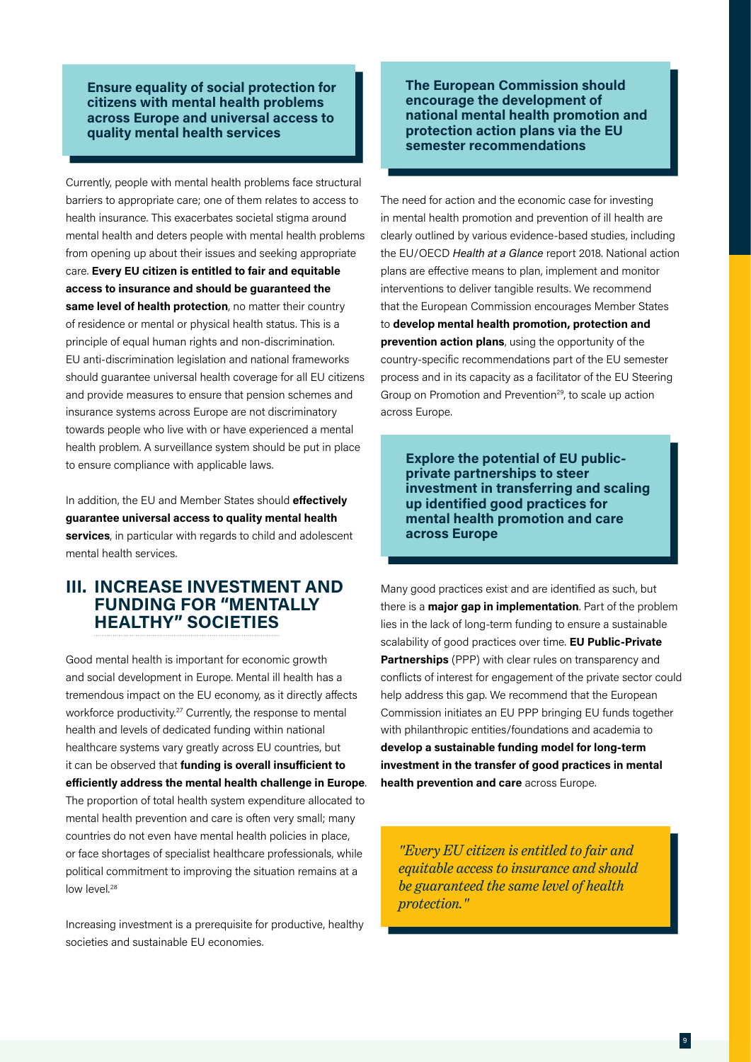**Ensure equality of social protection for citizens with mental health problems across Europe and universal access to quality mental health services**

Currently, people with mental health problems face structural barriers to appropriate care; one of them relates to access to health insurance. This exacerbates societal stigma around mental health and deters people with mental health problems from opening up about their issues and seeking appropriate care. **Every EU citizen is entitled to fair and equitable access to insurance and should be guaranteed the same level of health protection**, no matter their country of residence or mental or physical health status. This is a principle of equal human rights and non-discrimination. EU anti-discrimination legislation and national frameworks should guarantee universal health coverage for all EU citizens and provide measures to ensure that pension schemes and insurance systems across Europe are not discriminatory towards people who live with or have experienced a mental health problem. A surveillance system should be put in place to ensure compliance with applicable laws.

In addition, the EU and Member States should **effectively guarantee universal access to quality mental health services**, in particular with regards to child and adolescent mental health services.

## III. INCREASE INVESTMENT AND FUNDING FOR "MENTALLY HEALTHY" SOCIETIES

Good mental health is important for economic growth and social development in Europe. Mental ill health has a tremendous impact on the EU economy, as it directly affects workforce productivity.[27] Currently, the response to mental health and levels of dedicated funding within national healthcare systems vary greatly across EU countries, but it can be observed that **funding is overall insufficient to efficiently address the mental health challenge in Europe**. The proportion of total health system expenditure allocated to mental health prevention and care is often very small; many countries do not even have mental health policies in place, or face shortages of specialist healthcare professionals, while political commitment to improving the situation remains at a low level.[28]

Increasing investment is a prerequisite for productive, healthy societies and sustainable EU economies.

**The European Commission should encourage the development of national mental health promotion and protection action plans via the EU semester recommendations**

The need for action and the economic case for investing in mental health promotion and prevention of ill health are clearly outlined by various evidence-based studies, including the EU/OECD *Health at a Glance* report 2018. National action plans are effective means to plan, implement and monitor interventions to deliver tangible results. We recommend that the European Commission encourages Member States to **develop mental health promotion, protection and prevention action plans**, using the opportunity of the country-specific recommendations part of the EU semester process and in its capacity as a facilitator of the EU Steering Group on Promotion and Prevention[29], to scale up action across Europe.

**Explore the potential of EU public-private partnerships to steer investment in transferring and scaling up identified good practices for mental health promotion and care across Europe**

Many good practices exist and are identified as such, but there is a **major gap in implementation**. Part of the problem lies in the lack of long-term funding to ensure a sustainable scalability of good practices over time. **EU Public-Private Partnerships** (PPP) with clear rules on transparency and conflicts of interest for engagement of the private sector could help address this gap. We recommend that the European Commission initiates an EU PPP bringing EU funds together with philanthropic entities/foundations and academia to **develop a sustainable funding model for long-term investment in the transfer of good practices in mental health prevention and care** across Europe.

*"Every EU citizen is entitled to fair and equitable access to insurance and should be guaranteed the same level of health protection."*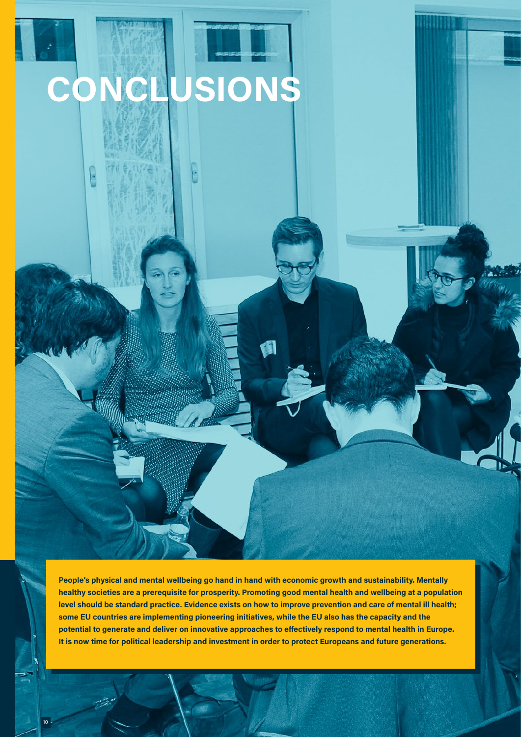# CONCLUSIONS

**People's physical and mental wellbeing go hand in hand with economic growth and sustainability. Mentally healthy societies are a prerequisite for prosperity. Promoting good mental health and wellbeing at a population level should be standard practice. Evidence exists on how to improve prevention and care of mental ill health; some EU countries are implementing pioneering initiatives, while the EU also has the capacity and the potential to generate and deliver on innovative approaches to effectively respond to mental health in Europe. It is now time for political leadership and investment in order to protect Europeans and future generations.**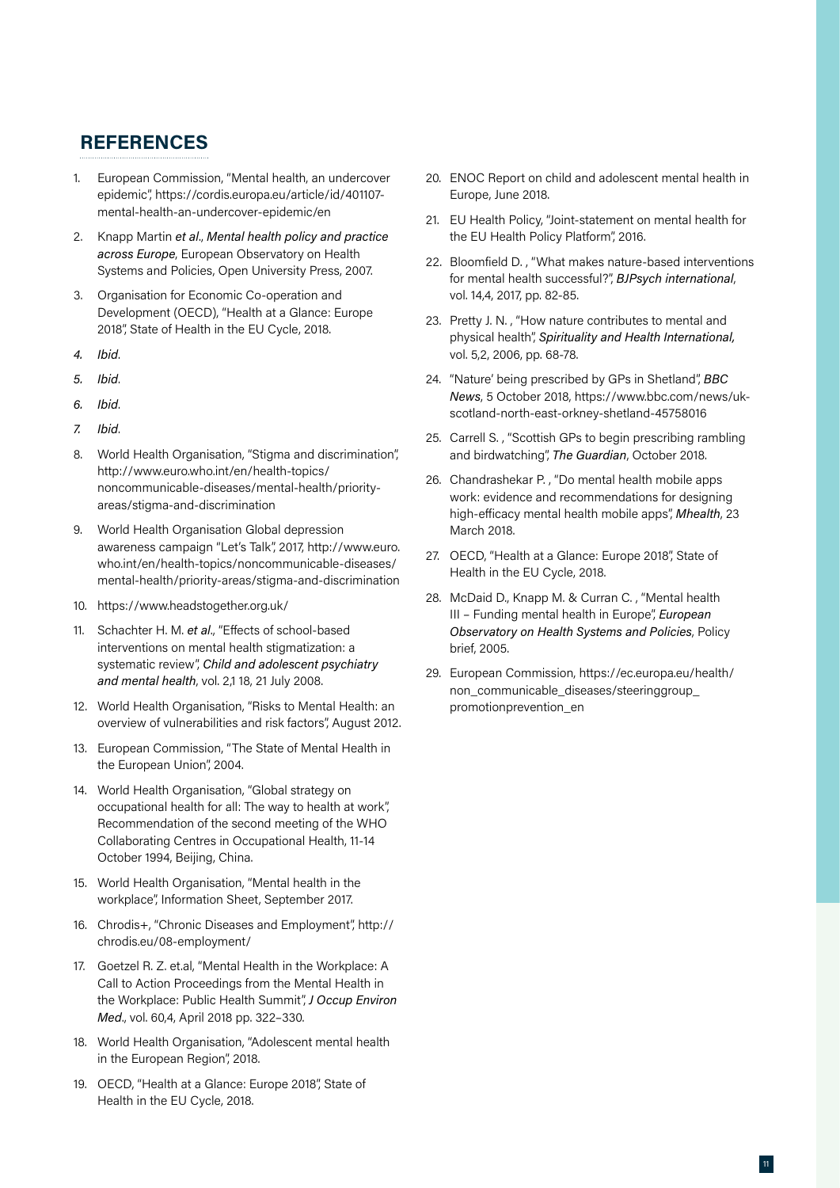## REFERENCES

1. European Commission, "Mental health, an undercover epidemic", https://cordis.europa.eu/article/id/401107-mental-health-an-undercover-epidemic/en
2. Knapp Martin *et al.*, *Mental health policy and practice across Europe*, European Observatory on Health Systems and Policies, Open University Press, 2007.
3. Organisation for Economic Co-operation and Development (OECD), "Health at a Glance: Europe 2018", State of Health in the EU Cycle, 2018.
4. *Ibid*.
5. *Ibid*.
6. *Ibid*.
7. *Ibid*.
8. World Health Organisation, "Stigma and discrimination", http://www.euro.who.int/en/health-topics/noncommunicable-diseases/mental-health/priority-areas/stigma-and-discrimination
9. World Health Organisation Global depression awareness campaign "Let's Talk", 2017, http://www.euro.who.int/en/health-topics/noncommunicable-diseases/mental-health/priority-areas/stigma-and-discrimination
10. https://www.headstogether.org.uk/
11. Schachter H. M. *et al.*, "Effects of school-based interventions on mental health stigmatization: a systematic review", *Child and adolescent psychiatry and mental health*, vol. 2,1 18, 21 July 2008.
12. World Health Organisation, "Risks to Mental Health: an overview of vulnerabilities and risk factors", August 2012.
13. European Commission, "The State of Mental Health in the European Union", 2004.
14. World Health Organisation, "Global strategy on occupational health for all: The way to health at work", Recommendation of the second meeting of the WHO Collaborating Centres in Occupational Health, 11-14 October 1994, Beijing, China.
15. World Health Organisation, "Mental health in the workplace", Information Sheet, September 2017.
16. Chrodis+, "Chronic Diseases and Employment", http://chrodis.eu/08-employment/
17. Goetzel R. Z. et.al, "Mental Health in the Workplace: A Call to Action Proceedings from the Mental Health in the Workplace: Public Health Summit", *J Occup Environ Med.*, vol. 60,4, April 2018 pp. 322–330.
18. World Health Organisation, "Adolescent mental health in the European Region", 2018.
19. OECD, "Health at a Glance: Europe 2018", State of Health in the EU Cycle, 2018.
20. ENOC Report on child and adolescent mental health in Europe, June 2018.
21. EU Health Policy, "Joint-statement on mental health for the EU Health Policy Platform", 2016.
22. Bloomfield D. , "What makes nature-based interventions for mental health successful?", *BJPsych international*, vol. 14,4, 2017, pp. 82-85.
23. Pretty J. N. , "How nature contributes to mental and physical health", *Spirituality and Health International,* vol. 5,2, 2006, pp. 68-78.
24. "Nature' being prescribed by GPs in Shetland", *BBC News*, 5 October 2018, https://www.bbc.com/news/uk-scotland-north-east-orkney-shetland-45758016
25. Carrell S. , "Scottish GPs to begin prescribing rambling and birdwatching", *The Guardian*, October 2018.
26. Chandrashekar P. , "Do mental health mobile apps work: evidence and recommendations for designing high-efficacy mental health mobile apps", *Mhealth*, 23 March 2018.
27. OECD, "Health at a Glance: Europe 2018", State of Health in the EU Cycle, 2018.
28. McDaid D., Knapp M. & Curran C. , "Mental health III – Funding mental health in Europe", *European Observatory on Health Systems and Policies*, Policy brief, 2005.
29. European Commission, https://ec.europa.eu/health/non_communicable_diseases/steeringgroup_promotionprevention_en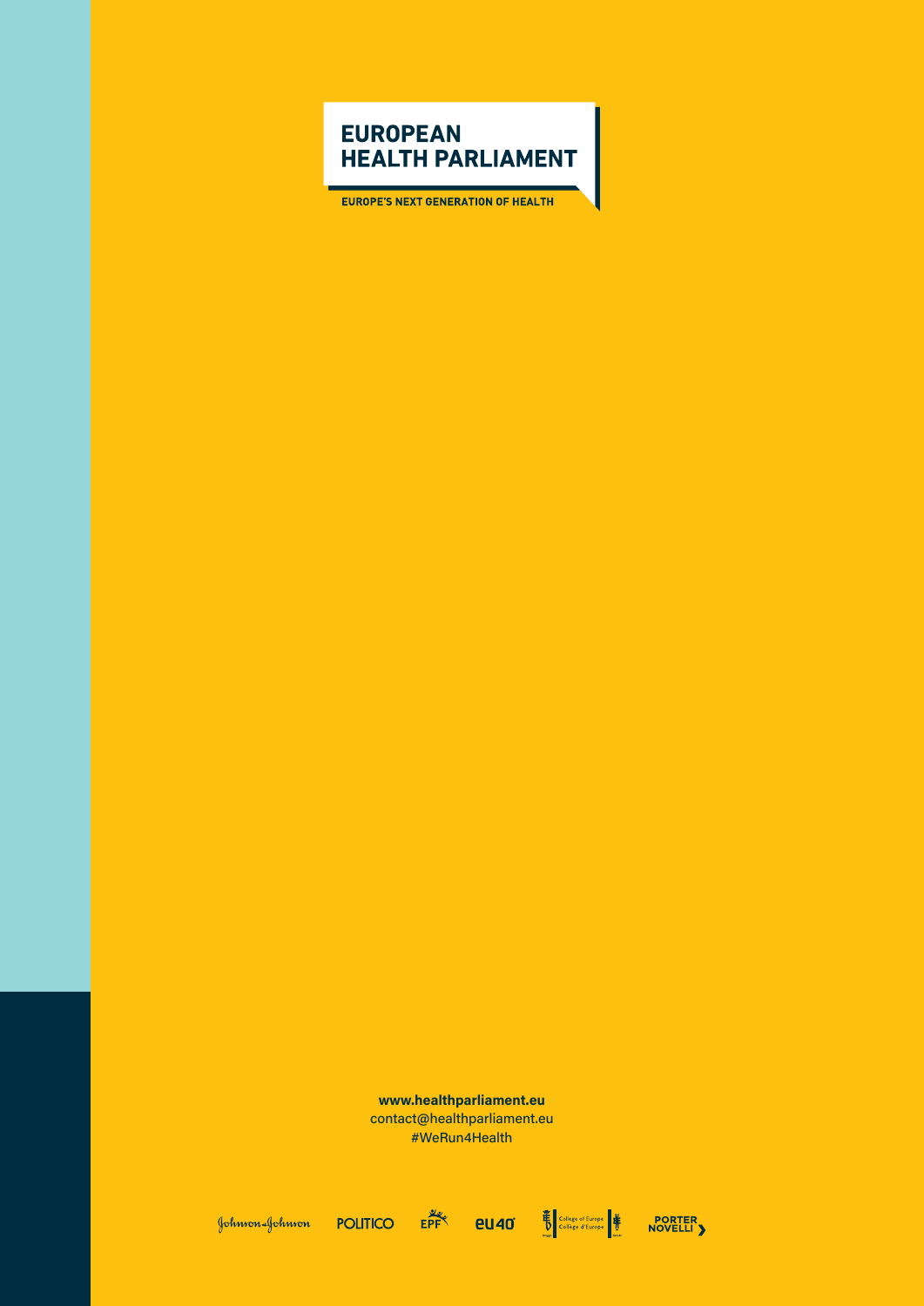**EUROPEAN HEALTH PARLIAMENT**

EUROPE'S NEXT GENERATION OF HEALTH

**www.healthparliament.eu**
contact@healthparliament.eu
#WeRun4Health

Johnson & Johnson POLITICO EPF eu40 College of Europe Collège d'Europe PORTER NOVELLI